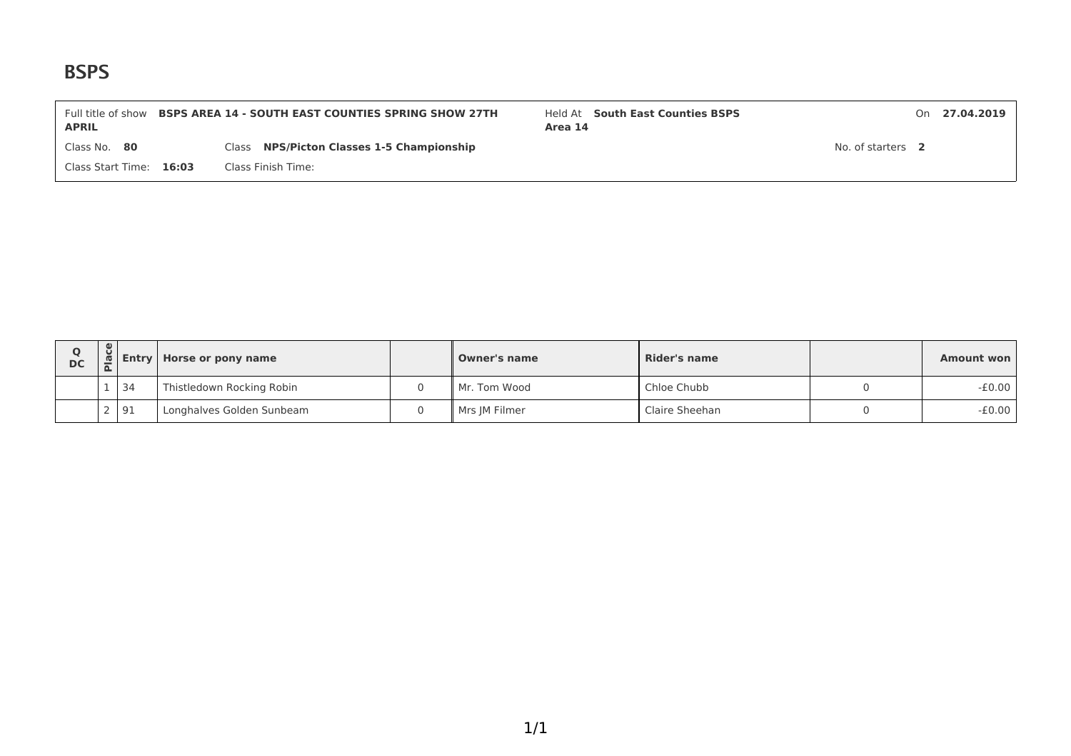# BSPS

| Full title of show **BSPS AREA 14 - SOUTH EAST COUNTIES SPRING SHOW 27TH APRIL** | Held At **South East Counties BSPS Area 14** | On **27.04.2019** |
|---|---|---|
| Class No. **80** | Class **NPS/Picton Classes 1-5 Championship** | No. of starters **2** |
| Class Start Time: **16:03** | Class Finish Time: | |

| Q DC | Place | Entry | Horse or pony name | | Owner's name | Rider's name | | Amount won |
|---|---|---|---|---|---|---|---|---|
| | 1 | 34 | Thistledown Rocking Robin | 0 | Mr. Tom Wood | Chloe Chubb | 0 | -£0.00 |
| | 2 | 91 | Longhalves Golden Sunbeam | 0 | Mrs JM Filmer | Claire Sheehan | 0 | -£0.00 |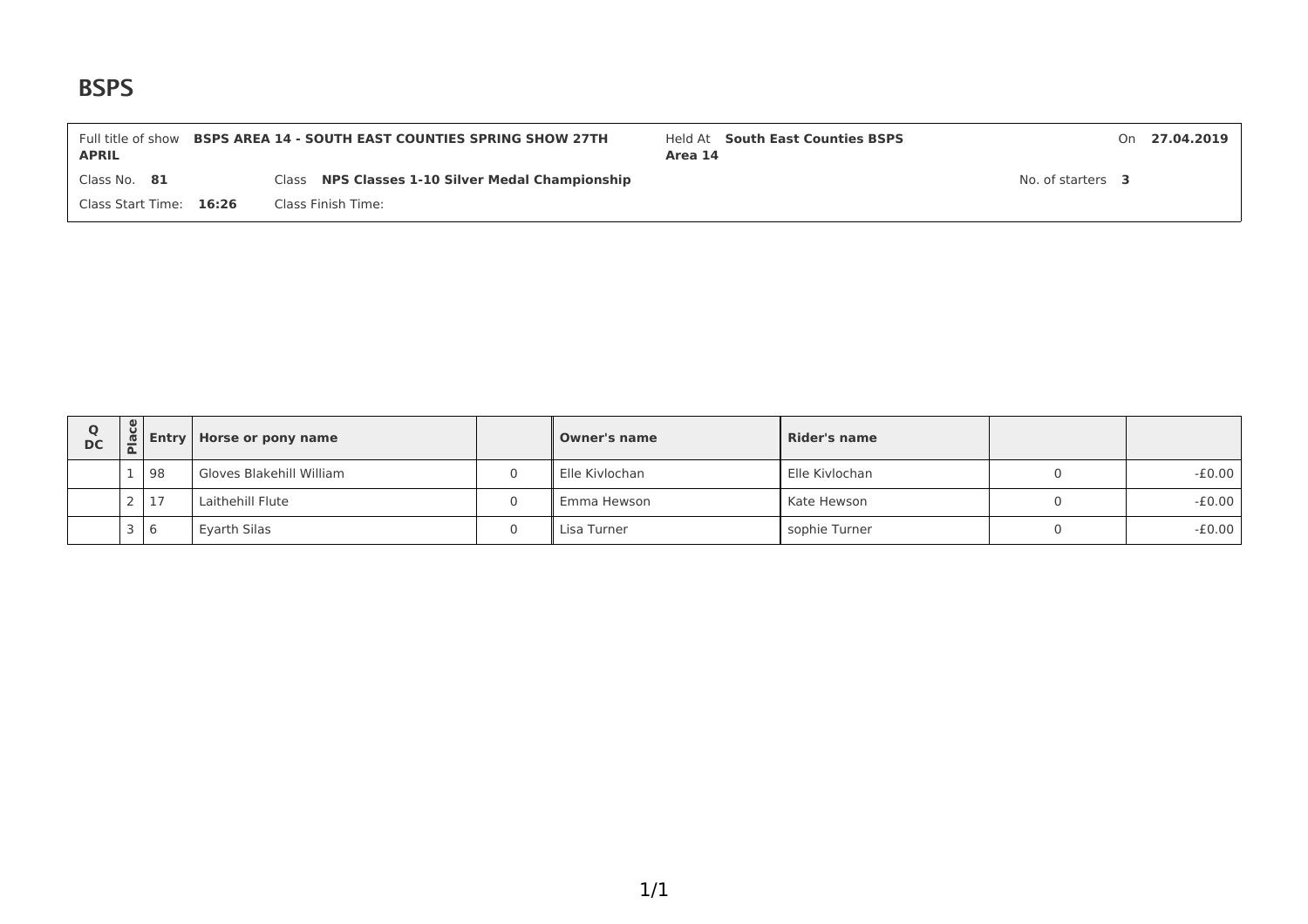# BSPS

| Full title of show **BSPS AREA 14 - SOUTH EAST COUNTIES SPRING SHOW 27TH APRIL** | Held At **South East Counties BSPS Area 14** | On **27.04.2019** |
|---|---|---|
| Class No. **81** | Class **NPS Classes 1-10 Silver Medal Championship** | No. of starters **3** |
| Class Start Time: **16:26** | Class Finish Time: | |

| Q DC | Place | Entry | Horse or pony name | | Owner's name | Rider's name | | |
|---|---|---|---|---|---|---|---|---|
| | 1 | 98 | Gloves Blakehill William | 0 | Elle Kivlochan | Elle Kivlochan | 0 | -£0.00 |
| | 2 | 17 | Laithehill Flute | 0 | Emma Hewson | Kate Hewson | 0 | -£0.00 |
| | 3 | 6 | Eyarth Silas | 0 | Lisa Turner | sophie Turner | 0 | -£0.00 |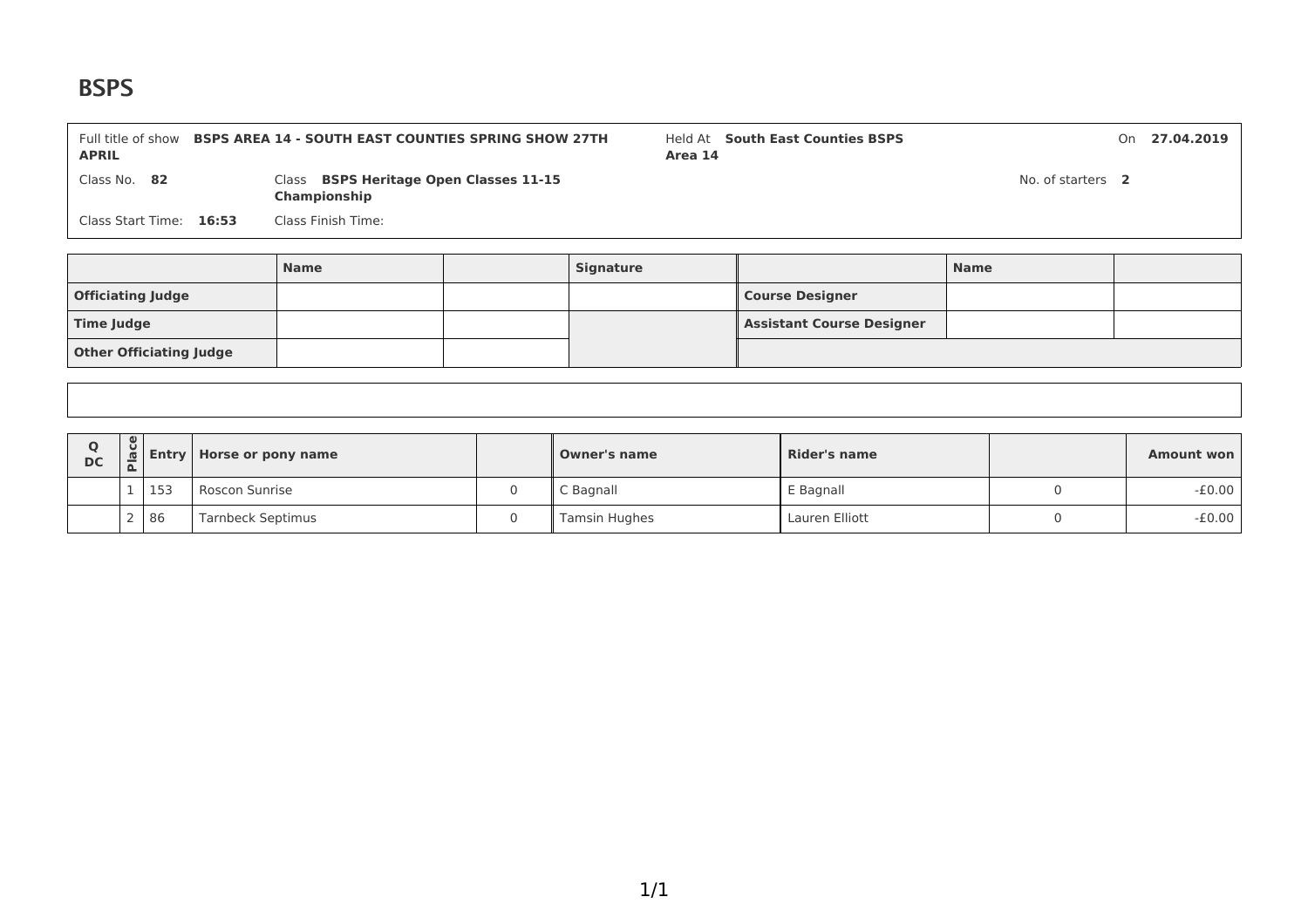# BSPS

| Full title of show | BSPS AREA 14 - SOUTH EAST COUNTIES SPRING SHOW 27TH APRIL | Held At | South East Counties BSPS Area 14 | On | 27.04.2019 |
|---|---|---|---|---|---|
| Class No. | 82 | Class | BSPS Heritage Open Classes 11-15 Championship | No. of starters | 2 |
| Class Start Time: | 16:53 | Class Finish Time: | | | |

| | Name | | Signature | | Name | |
|---|---|---|---|---|---|---|
| Officiating Judge | | | | Course Designer | | |
| Time Judge | | | | Assistant Course Designer | | |
| Other Officiating Judge | | | | | | |

| Q DC | Place | Entry | Horse or pony name | | Owner's name | Rider's name | | Amount won |
|---|---|---|---|---|---|---|---|---|
| | 1 | 153 | Roscon Sunrise | 0 | C Bagnall | E Bagnall | 0 | -£0.00 |
| | 2 | 86 | Tarnbeck Septimus | 0 | Tamsin Hughes | Lauren Elliott | 0 | -£0.00 |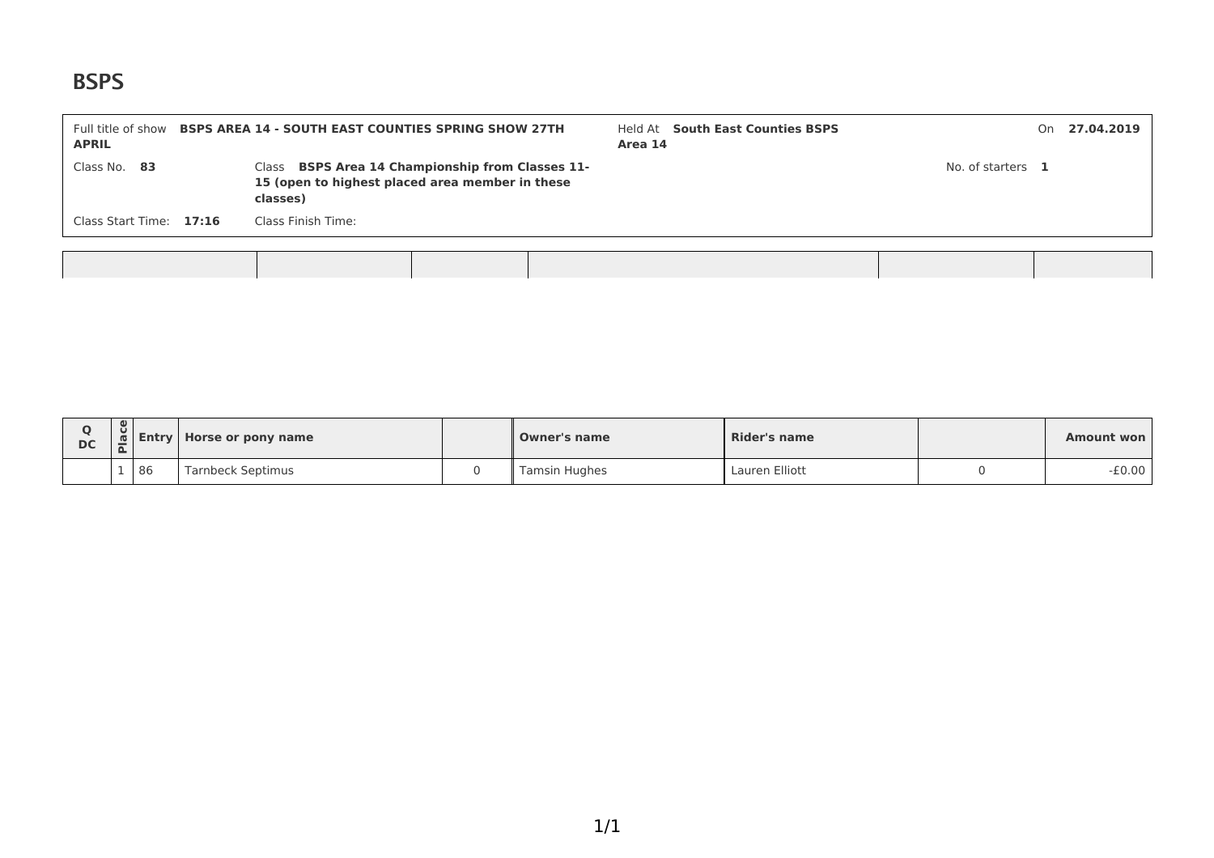# BSPS

| Full title of show **BSPS AREA 14 - SOUTH EAST COUNTIES SPRING SHOW 27TH APRIL** | Held At **South East Counties BSPS Area 14** | On **27.04.2019** |
|---|---|---|
| Class No. **83** | Class **BSPS Area 14 Championship from Classes 11-15 (open to highest placed area member in these classes)** | No. of starters **1** |
| Class Start Time: **17:16** | Class Finish Time: | |

| | | | | | |
|---|---|---|---|---|---|
| | | | | | |

| Q DC | Place | Entry | Horse or pony name | | Owner's name | Rider's name | | Amount won |
|---|---|---|---|---|---|---|---|---|
| | 1 | 86 | Tarnbeck Septimus | 0 | Tamsin Hughes | Lauren Elliott | 0 | -£0.00 |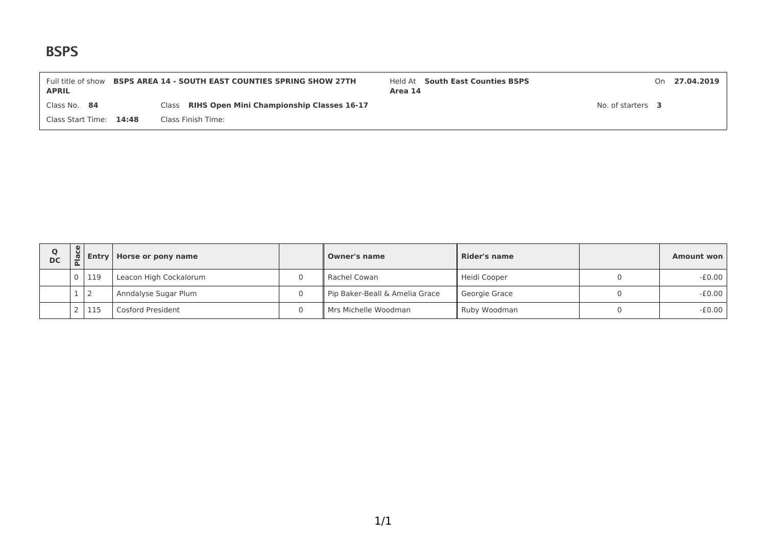# BSPS

| Full title of show **BSPS AREA 14 - SOUTH EAST COUNTIES SPRING SHOW 27TH APRIL** | | Held At **South East Counties BSPS Area 14** | On **27.04.2019** |
|---|---|---|---|
| Class No. **84** | Class **RIHS Open Mini Championship Classes 16-17** | | No. of starters **3** |
| Class Start Time: **14:48** | Class Finish Time: | | |

| Q DC | Place | Entry | Horse or pony name | | Owner's name | Rider's name | | Amount won |
|---|---|---|---|---|---|---|---|---|
| | 0 | 119 | Leacon High Cockalorum | 0 | Rachel Cowan | Heidi Cooper | 0 | -£0.00 |
| | 1 | 2 | Anndalyse Sugar Plum | 0 | Pip Baker-Beall & Amelia Grace | Georgie Grace | 0 | -£0.00 |
| | 2 | 115 | Cosford President | 0 | Mrs Michelle Woodman | Ruby Woodman | 0 | -£0.00 |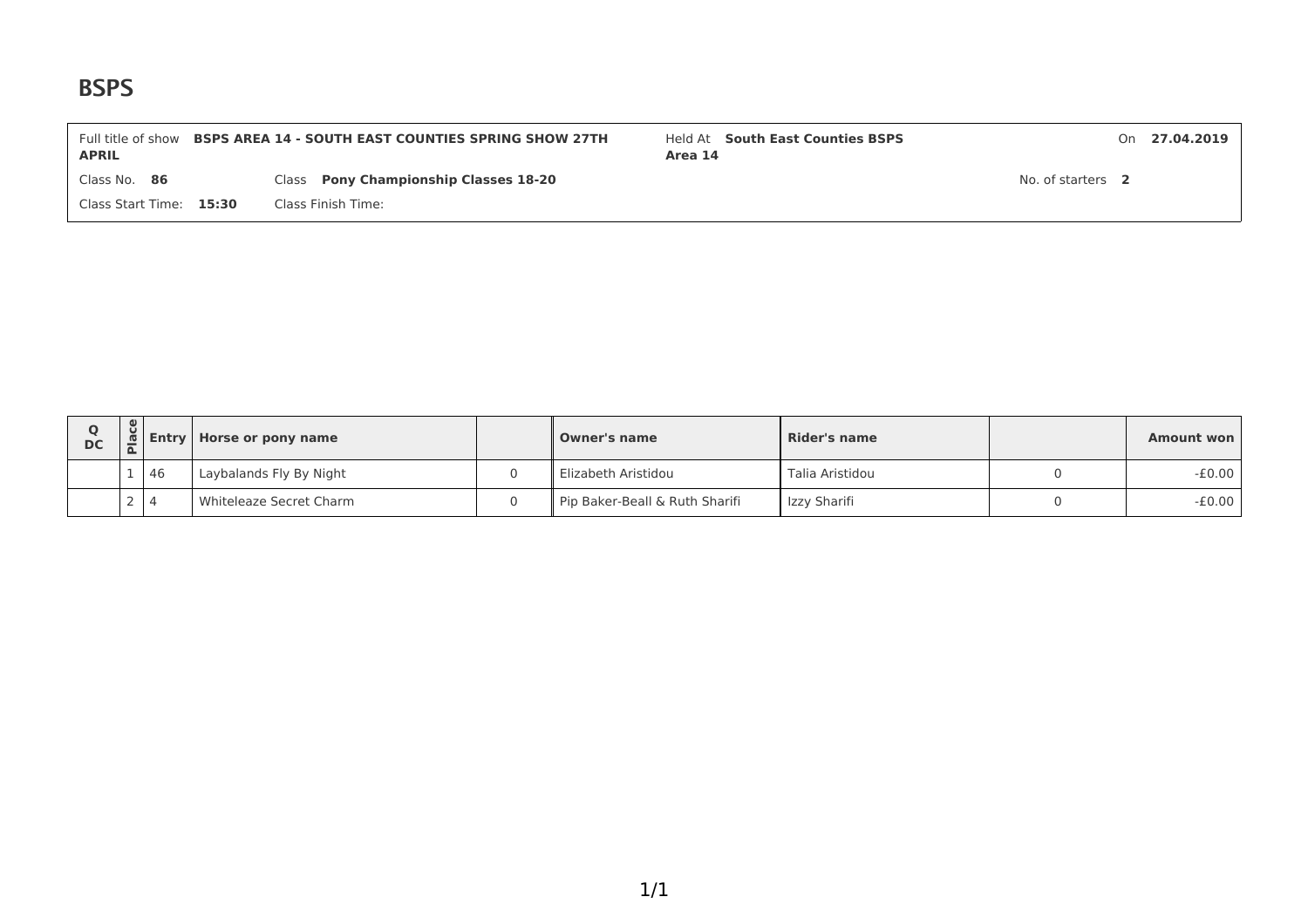# BSPS

| Full title of show **BSPS AREA 14 - SOUTH EAST COUNTIES SPRING SHOW 27TH APRIL** | Held At **South East Counties BSPS Area 14** | On **27.04.2019** |
| --- | --- | --- |
| Class No. **86** | Class **Pony Championship Classes 18-20** | No. of starters **2** |
| Class Start Time: **15:30** | Class Finish Time: | |

| Q DC | Place | Entry | Horse or pony name | | Owner's name | Rider's name | | Amount won |
| --- | --- | --- | --- | --- | --- | --- | --- | --- |
| | 1 | 46 | Laybalands Fly By Night | 0 | Elizabeth Aristidou | Talia Aristidou | 0 | -£0.00 |
| | 2 | 4 | Whiteleaze Secret Charm | 0 | Pip Baker-Beall & Ruth Sharifi | Izzy Sharifi | 0 | -£0.00 |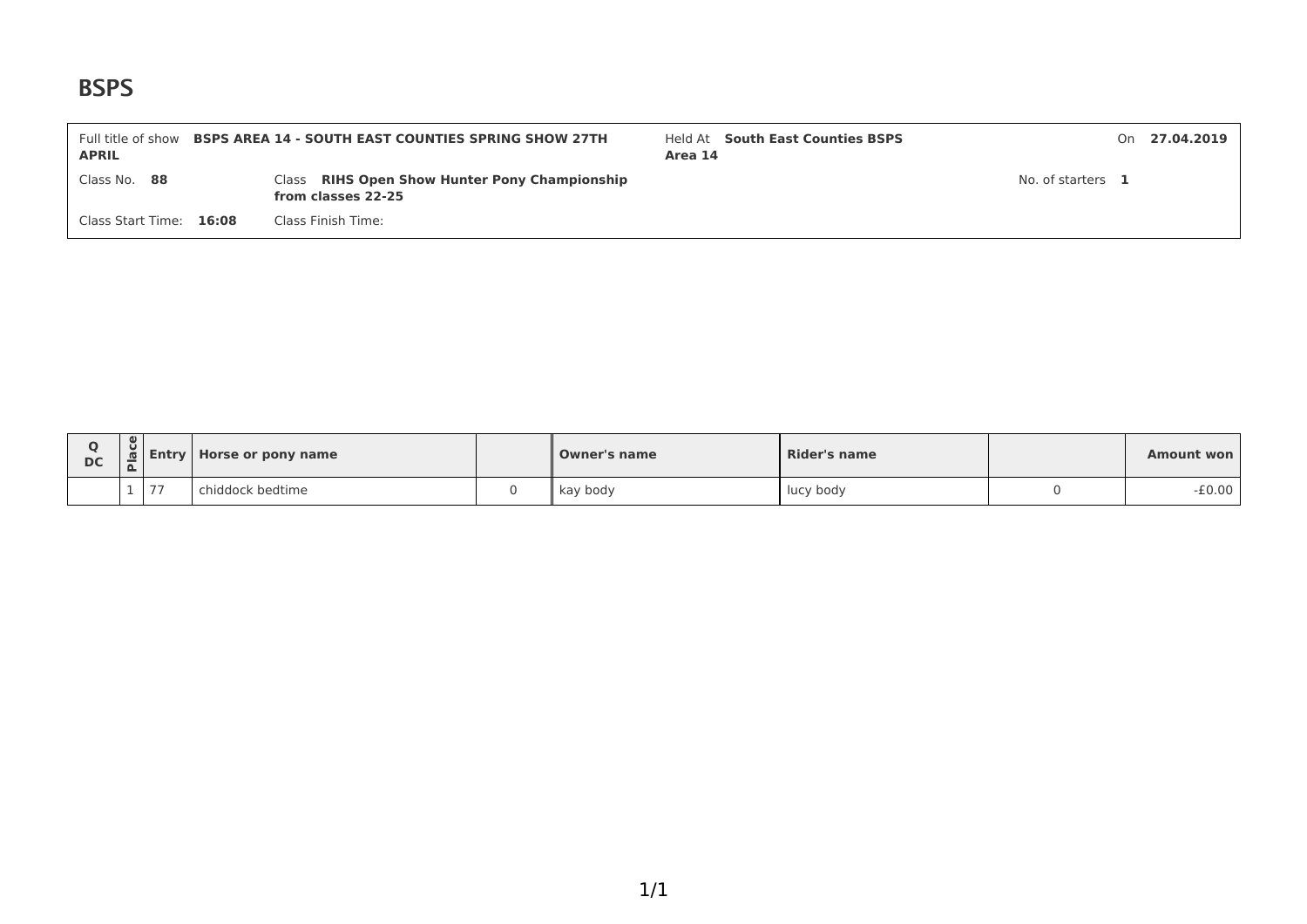# BSPS

| Full title of show **BSPS AREA 14 - SOUTH EAST COUNTIES SPRING SHOW 27TH APRIL** | Held At **South East Counties BSPS Area 14** | On **27.04.2019** |
|---|---|---|
| Class No. **88** | Class **RIHS Open Show Hunter Pony Championship from classes 22-25** | No. of starters **1** |
| Class Start Time: **16:08** | Class Finish Time: | |

| Q DC | Place | Entry | Horse or pony name | | Owner's name | Rider's name | | Amount won |
|---|---|---|---|---|---|---|---|---|
| | 1 | 77 | chiddock bedtime | 0 | kay body | lucy body | 0 | -£0.00 |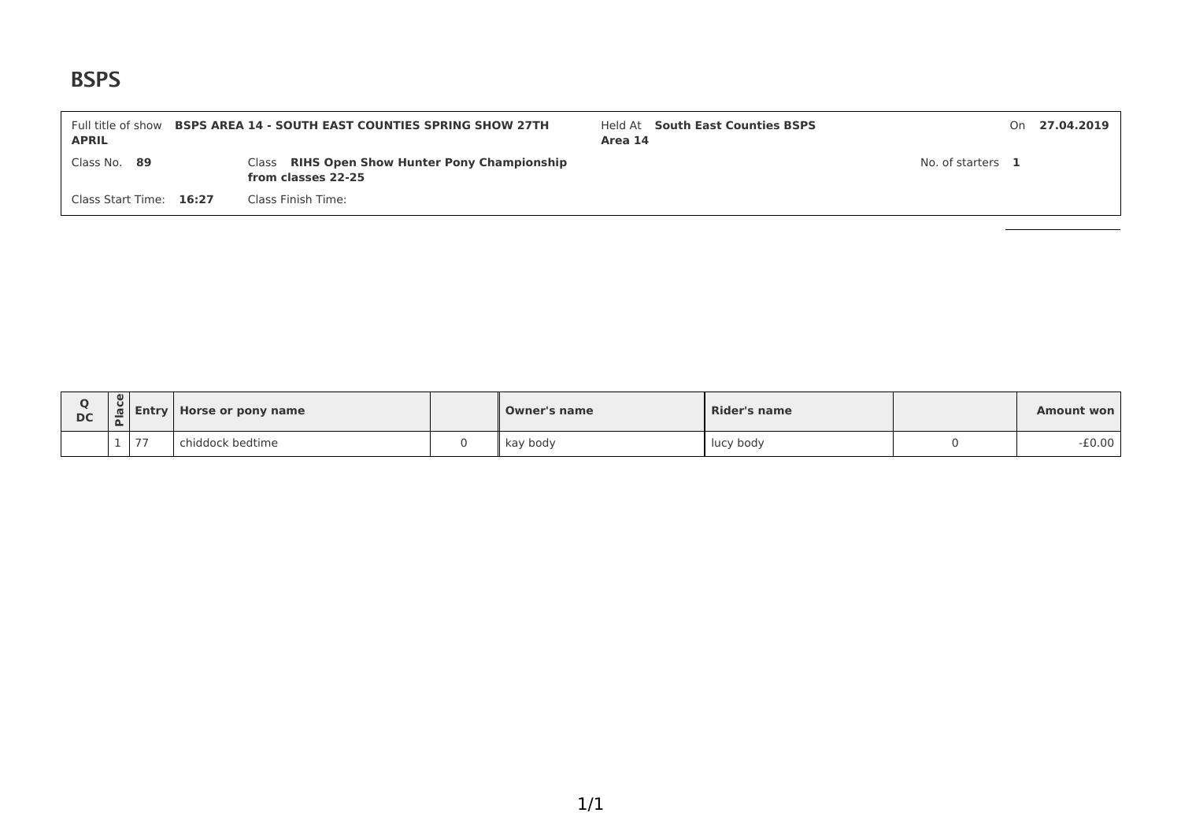# BSPS

| | | | |
|---|---|---|---|
| Full title of show **BSPS AREA 14 - SOUTH EAST COUNTIES SPRING SHOW 27TH APRIL** | Held At **South East Counties BSPS Area 14** | | On **27.04.2019** |
| Class No. **89** | Class **RIHS Open Show Hunter Pony Championship from classes 22-25** | No. of starters **1** | |
| Class Start Time: **16:27** | Class Finish Time: | | |

| Q DC | Place | Entry | Horse or pony name | | Owner's name | Rider's name | | Amount won |
|---|---|---|---|---|---|---|---|---|
| | 1 | 77 | chiddock bedtime | 0 | kay body | lucy body | 0 | -£0.00 |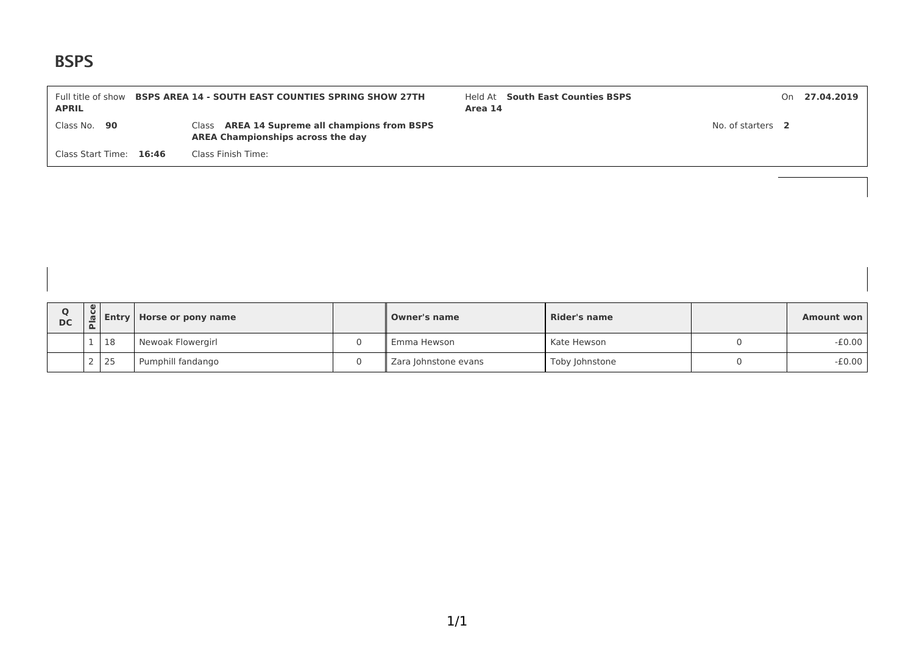# BSPS

| Full title of show **BSPS AREA 14 - SOUTH EAST COUNTIES SPRING SHOW 27TH APRIL** | Held At **South East Counties BSPS Area 14** | On **27.04.2019** |
|---|---|---|
| Class No. **90** | Class **AREA 14 Supreme all champions from BSPS AREA Championships across the day** | No. of starters **2** |
| Class Start Time: **16:46** | Class Finish Time: | |

| Q DC | Place | Entry | Horse or pony name | | Owner's name | Rider's name | | Amount won |
|---|---|---|---|---|---|---|---|---|
| | 1 | 18 | Newoak Flowergirl | 0 | Emma Hewson | Kate Hewson | 0 | -£0.00 |
| | 2 | 25 | Pumphill fandango | 0 | Zara Johnstone evans | Toby Johnstone | 0 | -£0.00 |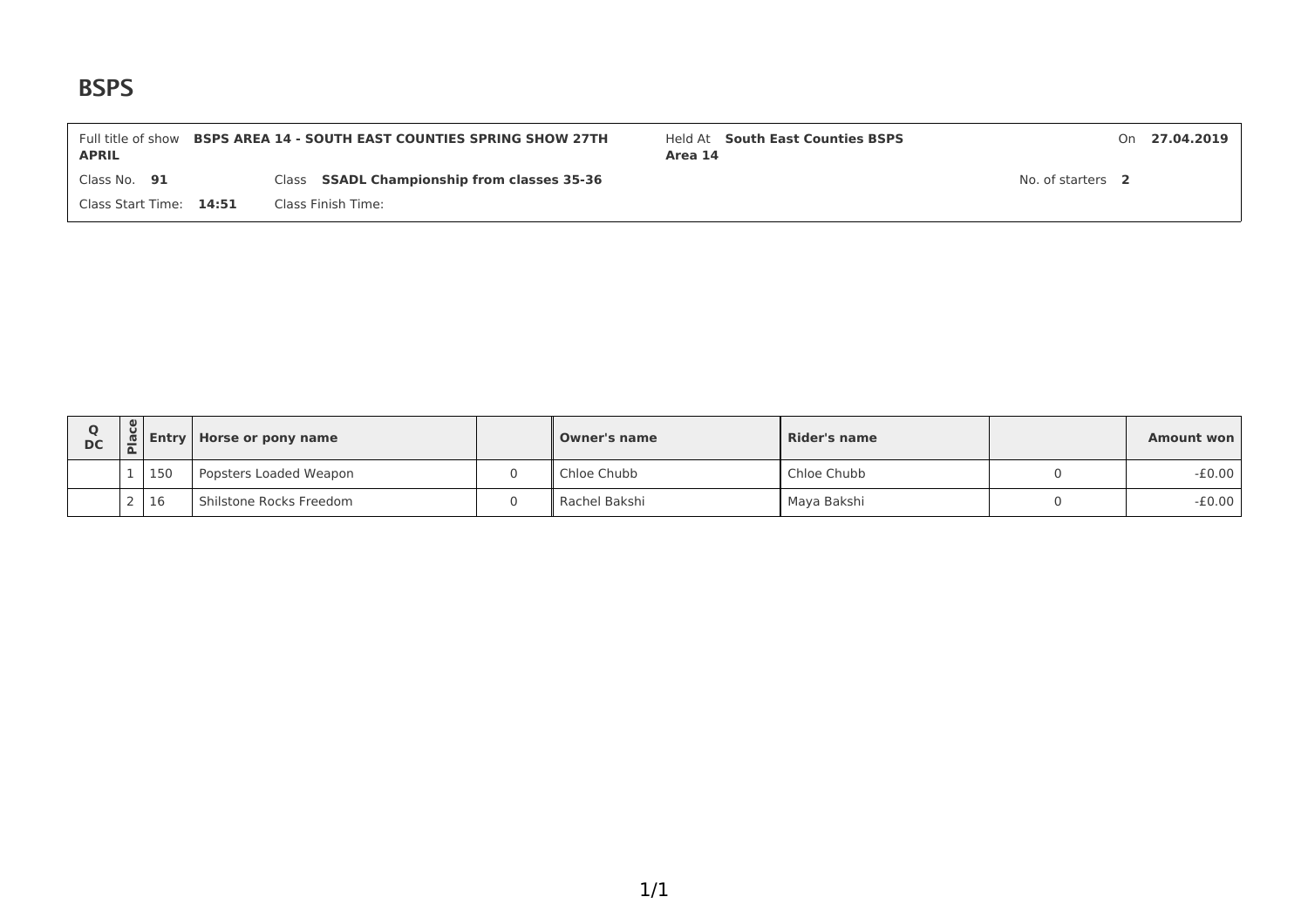# BSPS

| Full title of show **BSPS AREA 14 - SOUTH EAST COUNTIES SPRING SHOW 27TH APRIL** | Held At **South East Counties BSPS Area 14** | On **27.04.2019** |
|---|---|---|
| Class No. **91** Class **SSADL Championship from classes 35-36** | | No. of starters **2** |
| Class Start Time: **14:51** Class Finish Time: | | |

| Q DC | Place | Entry | Horse or pony name | | Owner's name | Rider's name | | Amount won |
|---|---|---|---|---|---|---|---|---|
| | 1 | 150 | Popsters Loaded Weapon | 0 | Chloe Chubb | Chloe Chubb | 0 | -£0.00 |
| | 2 | 16 | Shilstone Rocks Freedom | 0 | Rachel Bakshi | Maya Bakshi | 0 | -£0.00 |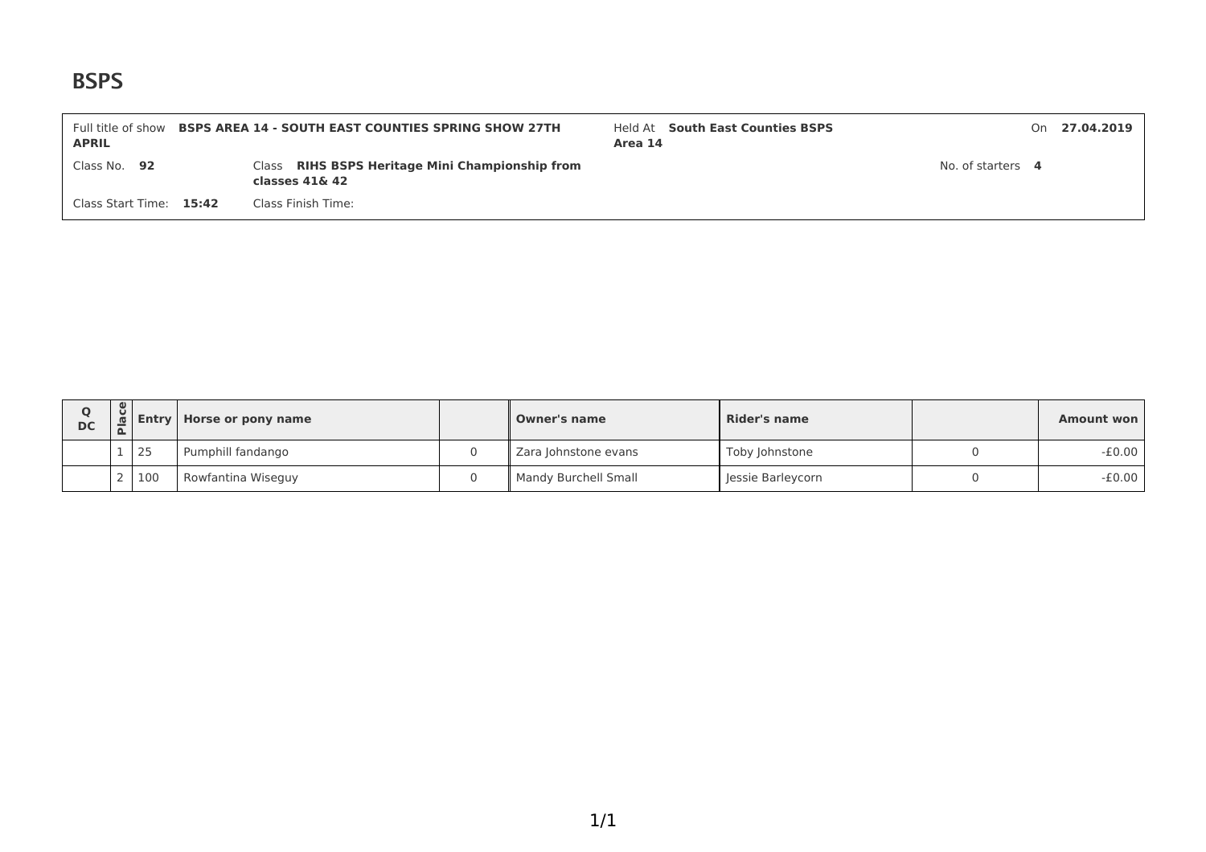# BSPS

| Full title of show **BSPS AREA 14 - SOUTH EAST COUNTIES SPRING SHOW 27TH APRIL** | Held At **South East Counties BSPS Area 14** | On **27.04.2019** |
|---|---|---|
| Class No. **92** | Class **RIHS BSPS Heritage Mini Championship from classes 41& 42** | No. of starters **4** |
| Class Start Time: **15:42** | Class Finish Time: | |

| Q DC | Place | Entry | Horse or pony name | | Owner's name | Rider's name | | Amount won |
|---|---|---|---|---|---|---|---|---|
| | 1 | 25 | Pumphill fandango | 0 | Zara Johnstone evans | Toby Johnstone | 0 | -£0.00 |
| | 2 | 100 | Rowfantina Wiseguy | 0 | Mandy Burchell Small | Jessie Barleycorn | 0 | -£0.00 |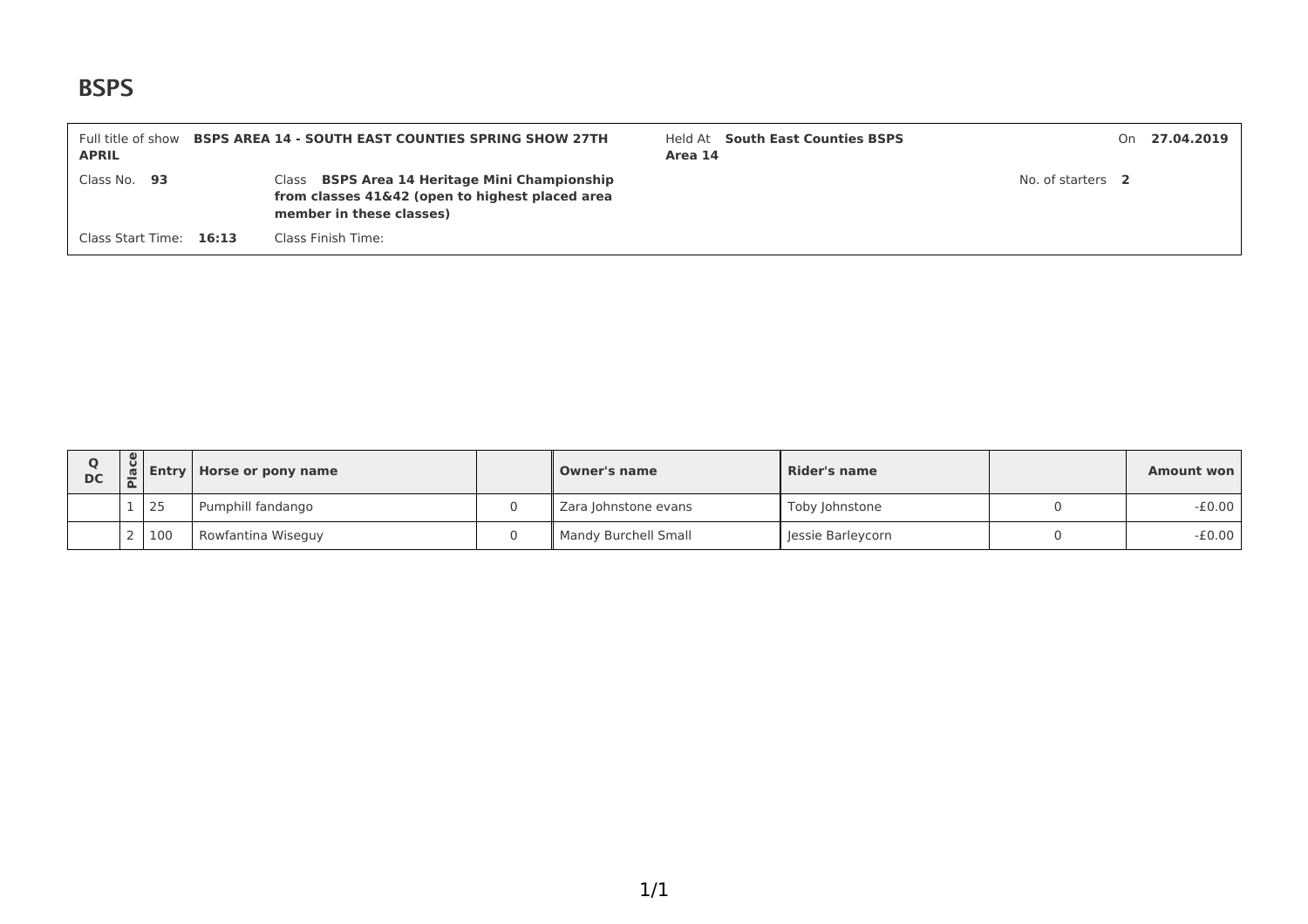# BSPS

| Full title of show **BSPS AREA 14 - SOUTH EAST COUNTIES SPRING SHOW 27TH APRIL** | Held At **South East Counties BSPS Area 14** | On **27.04.2019** |
|---|---|---|
| Class No. **93** | Class **BSPS Area 14 Heritage Mini Championship from classes 41&42 (open to highest placed area member in these classes)** | No. of starters **2** |
| Class Start Time: **16:13** | Class Finish Time: | |

| Q DC | Place | Entry | Horse or pony name | | Owner's name | Rider's name | | Amount won |
|---|---|---|---|---|---|---|---|---|
| | 1 | 25 | Pumphill fandango | 0 | Zara Johnstone evans | Toby Johnstone | 0 | -£0.00 |
| | 2 | 100 | Rowfantina Wiseguy | 0 | Mandy Burchell Small | Jessie Barleycorn | 0 | -£0.00 |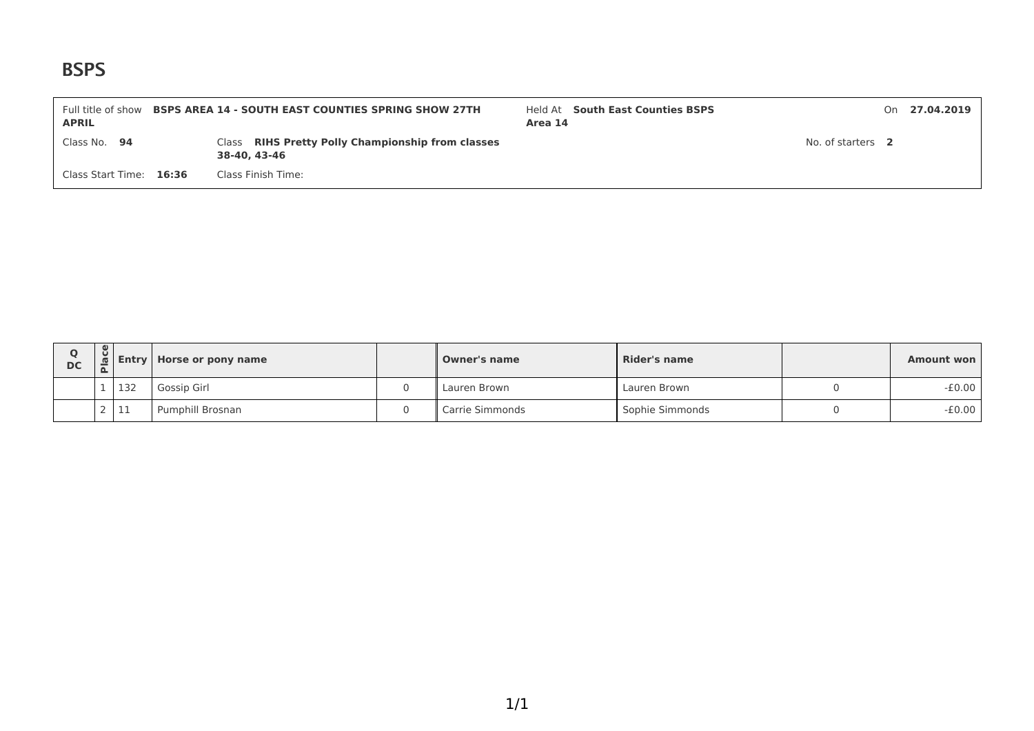# BSPS

| Full title of show **BSPS AREA 14 - SOUTH EAST COUNTIES SPRING SHOW 27TH APRIL** | Held At **South East Counties BSPS Area 14** | On **27.04.2019** |
|---|---|---|
| Class No. **94** | Class **RIHS Pretty Polly Championship from classes 38-40, 43-46** | No. of starters **2** |
| Class Start Time: **16:36** | Class Finish Time: | |

| Q DC | Place | Entry | Horse or pony name | | Owner's name | Rider's name | | Amount won |
|---|---|---|---|---|---|---|---|---|
| | 1 | 132 | Gossip Girl | 0 | Lauren Brown | Lauren Brown | 0 | -£0.00 |
| | 2 | 11 | Pumphill Brosnan | 0 | Carrie Simmonds | Sophie Simmonds | 0 | -£0.00 |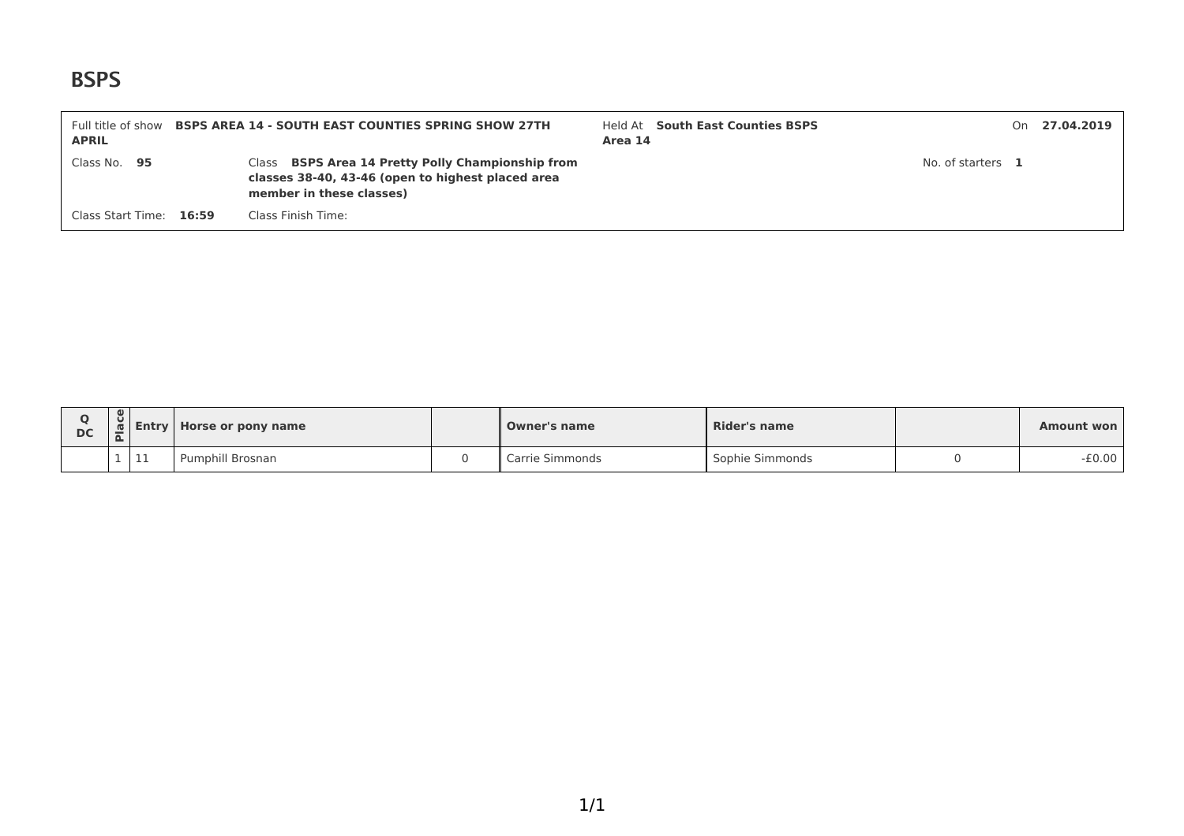# BSPS

| Full title of show **APRIL** | **BSPS AREA 14 - SOUTH EAST COUNTIES SPRING SHOW 27TH** | Held At **Area 14** | **South East Counties BSPS** | On | **27.04.2019** |
|---|---|---|---|---|---|
| Class No. **95** | Class **BSPS Area 14 Pretty Polly Championship from classes 38-40, 43-46 (open to highest placed area member in these classes)** | | | No. of starters | **1** |
| Class Start Time: **16:59** | Class Finish Time: | | | | |

| Q DC | Place | Entry | Horse or pony name | | Owner's name | Rider's name | | Amount won |
|---|---|---|---|---|---|---|---|---|
| | 1 | 11 | Pumphill Brosnan | 0 | Carrie Simmonds | Sophie Simmonds | 0 | -£0.00 |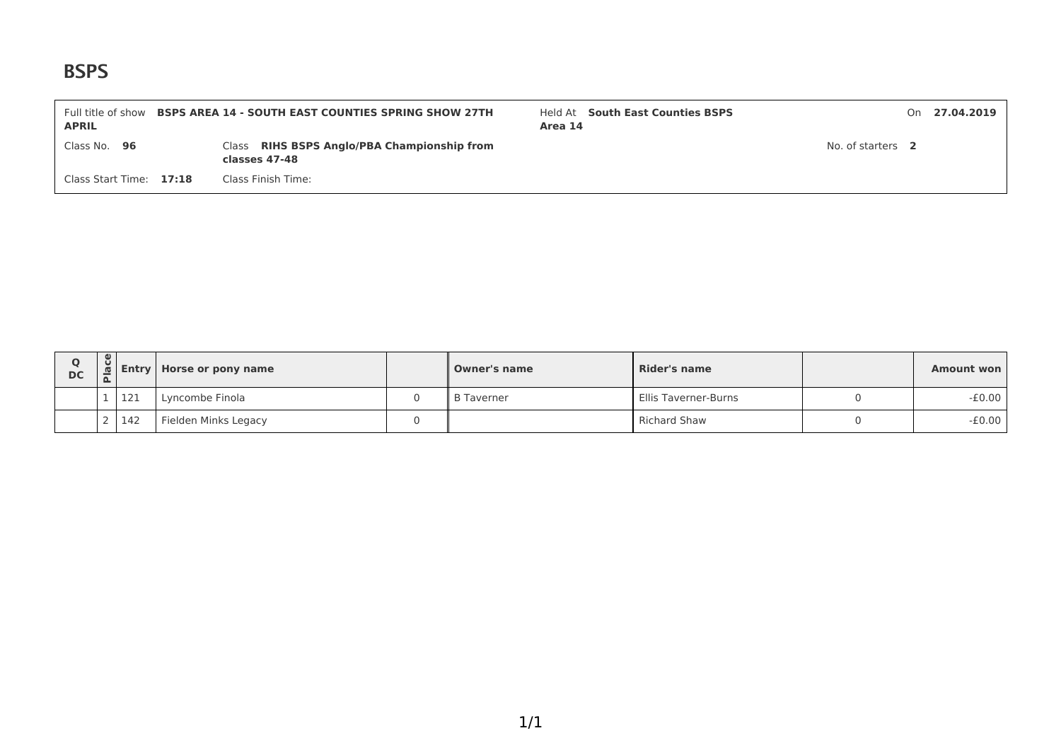# BSPS

| Full title of show **BSPS AREA 14 - SOUTH EAST COUNTIES SPRING SHOW 27TH APRIL** | Held At **South East Counties BSPS Area 14** | On **27.04.2019** |
|---|---|---|
| Class No. **96** | Class **RIHS BSPS Anglo/PBA Championship from classes 47-48** | No. of starters **2** |
| Class Start Time: **17:18** | Class Finish Time: | |

| Q DC | Place | Entry | Horse or pony name | | Owner's name | Rider's name | | Amount won |
|---|---|---|---|---|---|---|---|---|
| | 1 | 121 | Lyncombe Finola | 0 | B Taverner | Ellis Taverner-Burns | 0 | -£0.00 |
| | 2 | 142 | Fielden Minks Legacy | 0 | | Richard Shaw | 0 | -£0.00 |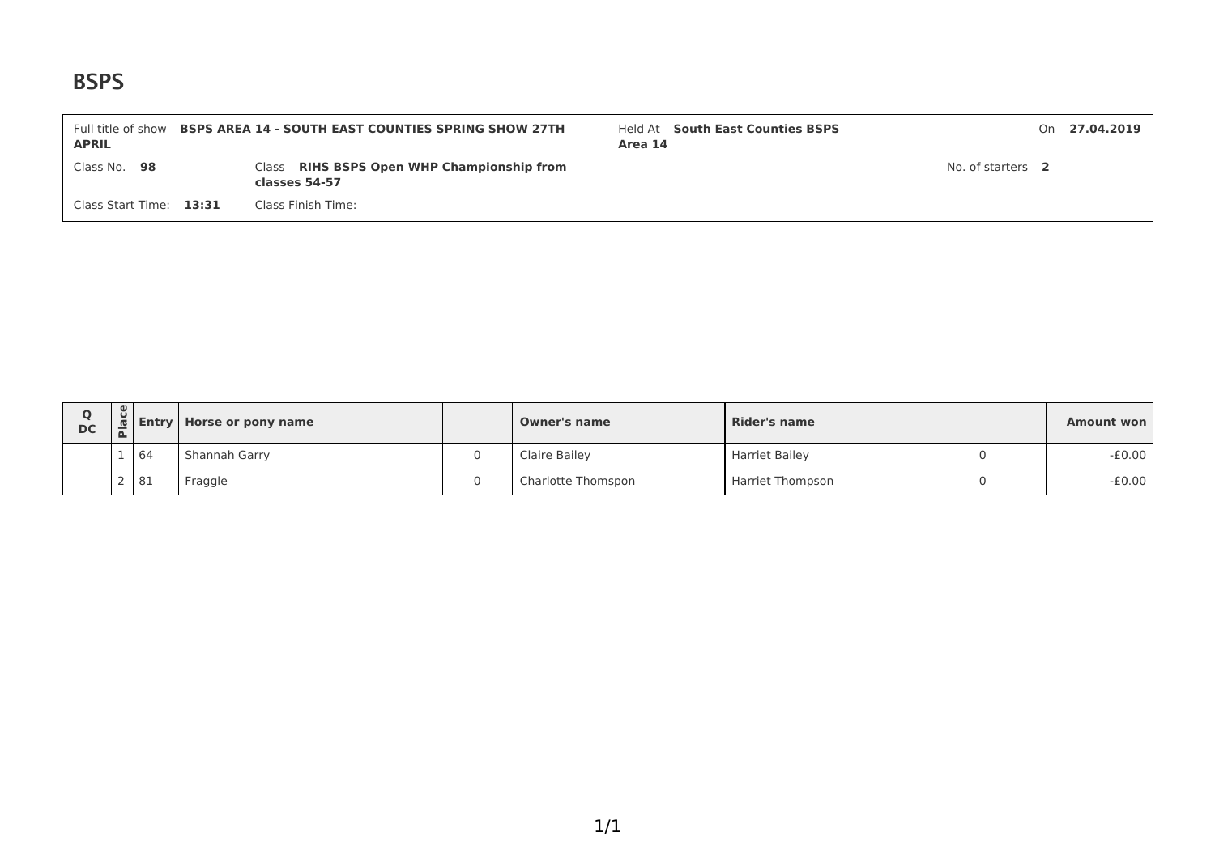# BSPS

| Full title of show **BSPS AREA 14 - SOUTH EAST COUNTIES SPRING SHOW 27TH APRIL** | Held At **South East Counties BSPS Area 14** | On **27.04.2019** |
|---|---|---|
| Class No. **98** | Class **RIHS BSPS Open WHP Championship from classes 54-57** | No. of starters **2** |
| Class Start Time: **13:31** | Class Finish Time: | |

| Q DC | Place | Entry | Horse or pony name | | Owner's name | Rider's name | | Amount won |
|---|---|---|---|---|---|---|---|---|
| | 1 | 64 | Shannah Garry | 0 | Claire Bailey | Harriet Bailey | 0 | -£0.00 |
| | 2 | 81 | Fraggle | 0 | Charlotte Thomspon | Harriet Thompson | 0 | -£0.00 |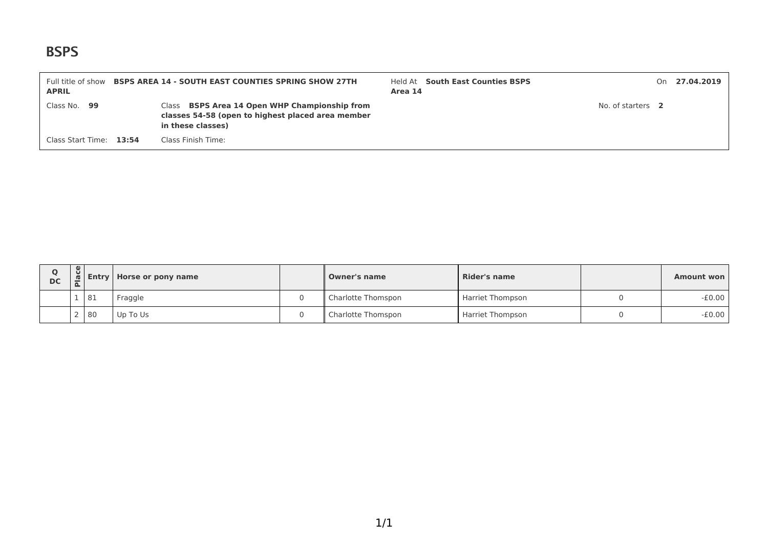# BSPS

| | | | |
|---|---|---|---|
| Full title of show **BSPS AREA 14 - SOUTH EAST COUNTIES SPRING SHOW 27TH APRIL** | | Held At **South East Counties BSPS Area 14** | On **27.04.2019** |
| Class No. **99** | Class **BSPS Area 14 Open WHP Championship from classes 54-58 (open to highest placed area member in these classes)** | | No. of starters **2** |
| Class Start Time: **13:54** | Class Finish Time: | | |

| Q DC | Place | Entry | Horse or pony name | | Owner's name | Rider's name | | Amount won |
|---|---|---|---|---|---|---|---|---|
| | 1 | 81 | Fraggle | 0 | Charlotte Thomspon | Harriet Thompson | 0 | -£0.00 |
| | 2 | 80 | Up To Us | 0 | Charlotte Thomspon | Harriet Thompson | 0 | -£0.00 |